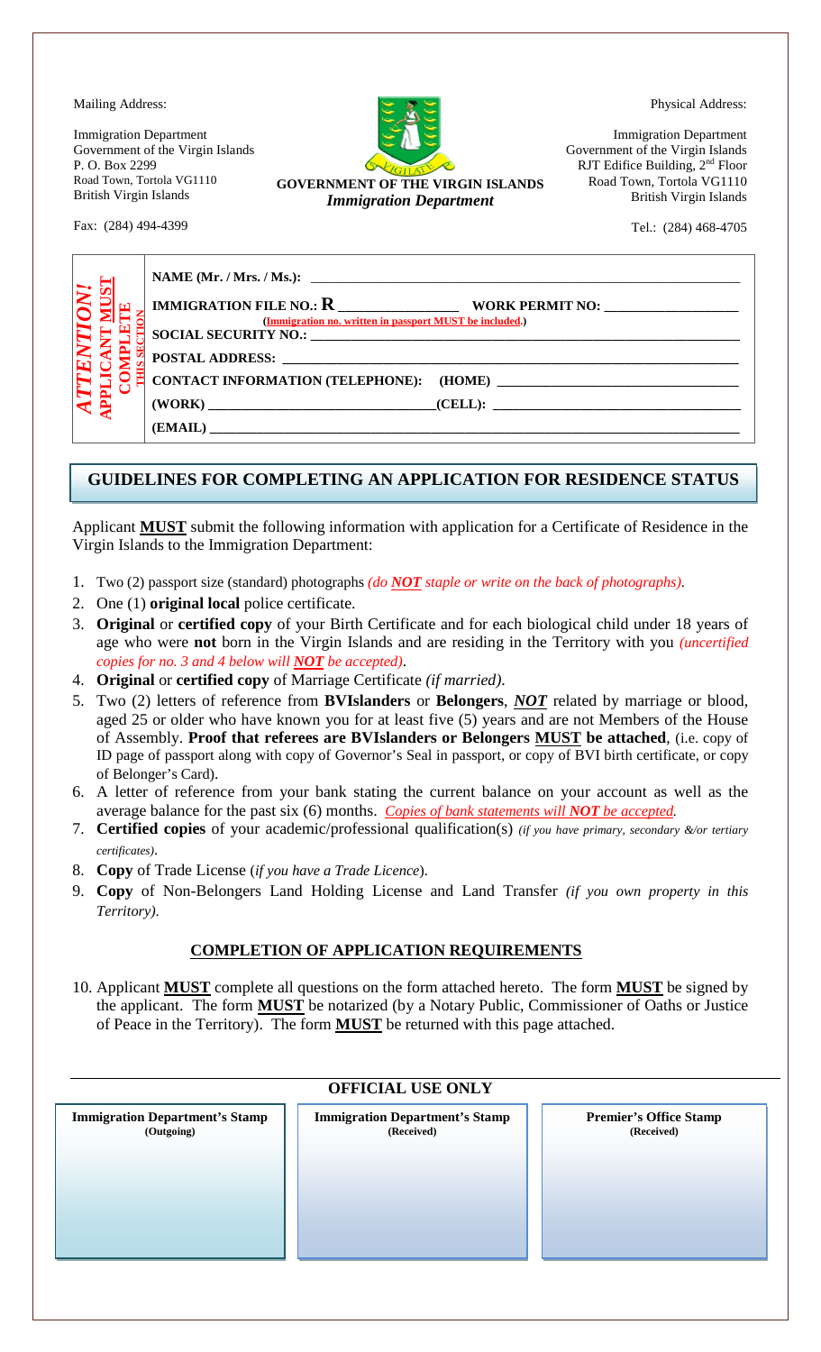Mailing Address:

Immigration Department
Government of the Virgin Islands
P. O. Box 2299
Road Town, Tortola VG1110
British Virgin Islands

Fax: (284) 494-4399

**GOVERNMENT OF THE VIRGIN ISLANDS**
***Immigration Department***

Physical Address:

Immigration Department
Government of the Virgin Islands
RJT Edifice Building, 2nd Floor
Road Town, Tortola VG1110
British Virgin Islands

Tel.: (284) 468-4705

***ATTENTION!* APPLICANT MUST COMPLETE THIS SECTION**

**NAME (Mr. / Mrs. / Ms.):** ______________________________

**IMMIGRATION FILE NO.: R** ______________ **WORK PERMIT NO:** ______________
(Immigration no. written in passport MUST be included.)

**SOCIAL SECURITY NO.:** ______________________________

**POSTAL ADDRESS:** ______________________________

**CONTACT INFORMATION (TELEPHONE): (HOME)** ______________________________

**(WORK)** ______________ **(CELL):** ______________

**(EMAIL)** ______________________________

## GUIDELINES FOR COMPLETING AN APPLICATION FOR RESIDENCE STATUS

Applicant **MUST** submit the following information with application for a Certificate of Residence in the Virgin Islands to the Immigration Department:

1. Two (2) passport size (standard) photographs *(do **NOT** staple or write on the back of photographs).*
2. One (1) **original local** police certificate.
3. **Original** or **certified copy** of your Birth Certificate and for each biological child under 18 years of age who were **not** born in the Virgin Islands and are residing in the Territory with you *(uncertified copies for no. 3 and 4 below will **NOT** be accepted)*.
4. **Original** or **certified copy** of Marriage Certificate *(if married)*.
5. Two (2) letters of reference from **BVIslanders** or **Belongers**, ***NOT*** related by marriage or blood, aged 25 or older who have known you for at least five (5) years and are not Members of the House of Assembly. **Proof that referees are BVIslanders or Belongers MUST be attached**, (i.e. copy of ID page of passport along with copy of Governor's Seal in passport, or copy of BVI birth certificate, or copy of Belonger's Card).
6. A letter of reference from your bank stating the current balance on your account as well as the average balance for the past six (6) months. *Copies of bank statements will **NOT** be accepted.*
7. **Certified copies** of your academic/professional qualification(s) *(if you have primary, secondary &/or tertiary certificates)*.
8. **Copy** of Trade License (*if you have a Trade Licence*).
9. **Copy** of Non-Belongers Land Holding License and Land Transfer *(if you own property in this Territory)*.

### COMPLETION OF APPLICATION REQUIREMENTS

10. Applicant **MUST** complete all questions on the form attached hereto. The form **MUST** be signed by the applicant. The form **MUST** be notarized (by a Notary Public, Commissioner of Oaths or Justice of Peace in the Territory). The form **MUST** be returned with this page attached.

### OFFICIAL USE ONLY

| Immigration Department's Stamp (Outgoing) | Immigration Department's Stamp (Received) | Premier's Office Stamp (Received) |
|---|---|---|
| | | |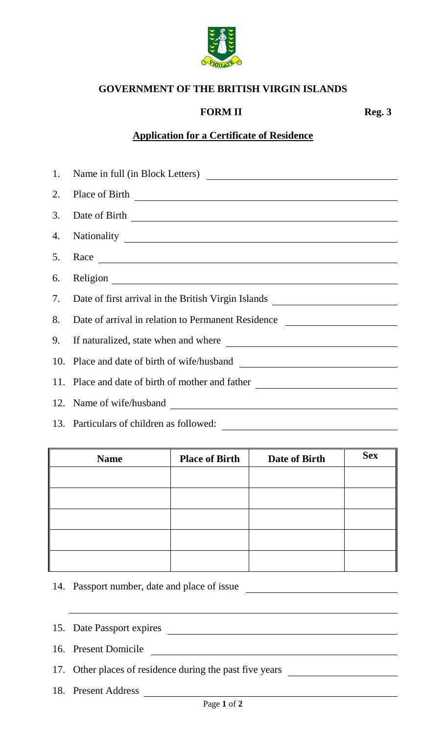**GOVERNMENT OF THE BRITISH VIRGIN ISLANDS**

**FORM II** **Reg. 3**

**Application for a Certificate of Residence**

1. Name in full (in Block Letters) \_\_\_\_\_\_\_\_\_\_\_\_\_\_\_\_\_\_\_\_
2. Place of Birth \_\_\_\_\_\_\_\_\_\_\_\_\_\_\_\_\_\_\_\_
3. Date of Birth \_\_\_\_\_\_\_\_\_\_\_\_\_\_\_\_\_\_\_\_
4. Nationality \_\_\_\_\_\_\_\_\_\_\_\_\_\_\_\_\_\_\_\_
5. Race \_\_\_\_\_\_\_\_\_\_\_\_\_\_\_\_\_\_\_\_
6. Religion \_\_\_\_\_\_\_\_\_\_\_\_\_\_\_\_\_\_\_\_
7. Date of first arrival in the British Virgin Islands \_\_\_\_\_\_\_\_\_\_\_\_\_\_\_\_\_\_\_\_
8. Date of arrival in relation to Permanent Residence \_\_\_\_\_\_\_\_\_\_\_\_\_\_\_\_\_\_\_\_
9. If naturalized, state when and where \_\_\_\_\_\_\_\_\_\_\_\_\_\_\_\_\_\_\_\_
10. Place and date of birth of wife/husband \_\_\_\_\_\_\_\_\_\_\_\_\_\_\_\_\_\_\_\_
11. Place and date of birth of mother and father \_\_\_\_\_\_\_\_\_\_\_\_\_\_\_\_\_\_\_\_
12. Name of wife/husband \_\_\_\_\_\_\_\_\_\_\_\_\_\_\_\_\_\_\_\_
13. Particulars of children as followed: \_\_\_\_\_\_\_\_\_\_\_\_\_\_\_\_\_\_\_\_

| Name | Place of Birth | Date of Birth | Sex |
|---|---|---|---|
| | | | |
| | | | |
| | | | |
| | | | |
| | | | |

14. Passport number, date and place of issue \_\_\_\_\_\_\_\_\_\_\_\_\_\_\_\_\_\_\_\_

\_\_\_\_\_\_\_\_\_\_\_\_\_\_\_\_\_\_\_\_\_\_\_\_\_\_\_\_\_\_\_\_\_\_\_\_\_\_\_\_

15. Date Passport expires \_\_\_\_\_\_\_\_\_\_\_\_\_\_\_\_\_\_\_\_
16. Present Domicile \_\_\_\_\_\_\_\_\_\_\_\_\_\_\_\_\_\_\_\_
17. Other places of residence during the past five years \_\_\_\_\_\_\_\_\_\_\_\_\_\_\_\_\_\_\_\_
18. Present Address \_\_\_\_\_\_\_\_\_\_\_\_\_\_\_\_\_\_\_\_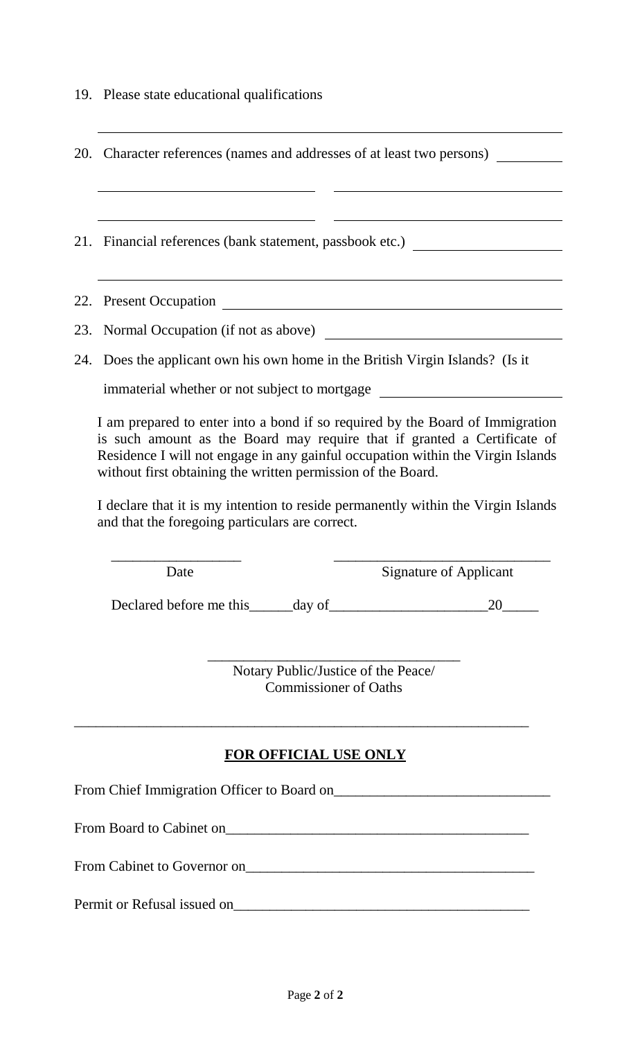19. Please state educational qualifications

\_\_\_\_\_\_\_\_\_\_\_\_\_\_\_\_\_\_\_\_\_\_\_\_\_\_\_\_\_\_\_\_\_\_\_\_\_\_\_\_\_\_\_\_\_\_\_\_\_\_\_\_\_\_\_\_\_\_

20. Character references (names and addresses of at least two persons) \_\_\_\_\_\_\_\_\_\_

\_\_\_\_\_\_\_\_\_\_\_\_\_\_\_\_\_\_\_\_\_\_\_\_\_\_\_\_ \_\_\_\_\_\_\_\_\_\_\_\_\_\_\_\_\_\_\_\_\_\_\_\_\_\_\_\_

\_\_\_\_\_\_\_\_\_\_\_\_\_\_\_\_\_\_\_\_\_\_\_\_\_\_\_\_ \_\_\_\_\_\_\_\_\_\_\_\_\_\_\_\_\_\_\_\_\_\_\_\_\_\_\_\_

21. Financial references (bank statement, passbook etc.) \_\_\_\_\_\_\_\_\_\_\_\_\_\_\_\_\_\_\_\_

\_\_\_\_\_\_\_\_\_\_\_\_\_\_\_\_\_\_\_\_\_\_\_\_\_\_\_\_\_\_\_\_\_\_\_\_\_\_\_\_\_\_\_\_\_\_\_\_\_\_\_\_\_\_\_\_\_\_

22. Present Occupation \_\_\_\_\_\_\_\_\_\_\_\_\_\_\_\_\_\_\_\_\_\_\_\_\_\_\_\_\_\_\_\_\_\_\_\_\_\_\_\_\_\_\_\_

23. Normal Occupation (if not as above) \_\_\_\_\_\_\_\_\_\_\_\_\_\_\_\_\_\_\_\_\_\_\_\_\_\_\_\_\_\_\_\_

24. Does the applicant own his own home in the British Virgin Islands? (Is it immaterial whether or not subject to mortgage \_\_\_\_\_\_\_\_\_\_\_\_\_\_\_\_\_\_\_\_\_\_\_\_

I am prepared to enter into a bond if so required by the Board of Immigration is such amount as the Board may require that if granted a Certificate of Residence I will not engage in any gainful occupation within the Virgin Islands without first obtaining the written permission of the Board.

I declare that it is my intention to reside permanently within the Virgin Islands and that the foregoing particulars are correct.

\_\_\_\_\_\_\_\_\_\_\_\_\_\_\_\_\_\_ \_\_\_\_\_\_\_\_\_\_\_\_\_\_\_\_\_\_\_\_\_\_\_\_\_\_\_\_\_\_

Date Signature of Applicant

Declared before me this\_\_\_\_\_\_day of\_\_\_\_\_\_\_\_\_\_\_\_\_\_\_\_\_\_\_\_\_\_20\_\_\_\_\_

\_\_\_\_\_\_\_\_\_\_\_\_\_\_\_\_\_\_\_\_\_\_\_\_\_\_\_\_\_\_\_\_\_\_\_\_

Notary Public/Justice of the Peace/
Commissioner of Oaths

---

## **FOR OFFICIAL USE ONLY**

From Chief Immigration Officer to Board on\_\_\_\_\_\_\_\_\_\_\_\_\_\_\_\_\_\_\_\_\_\_\_\_\_\_\_\_\_\_

From Board to Cabinet on\_\_\_\_\_\_\_\_\_\_\_\_\_\_\_\_\_\_\_\_\_\_\_\_\_\_\_\_\_\_\_\_\_\_\_\_\_\_\_\_\_\_\_

From Cabinet to Governor on\_\_\_\_\_\_\_\_\_\_\_\_\_\_\_\_\_\_\_\_\_\_\_\_\_\_\_\_\_\_\_\_\_\_\_\_\_\_\_\_\_

Permit or Refusal issued on\_\_\_\_\_\_\_\_\_\_\_\_\_\_\_\_\_\_\_\_\_\_\_\_\_\_\_\_\_\_\_\_\_\_\_\_\_\_\_\_\_\_